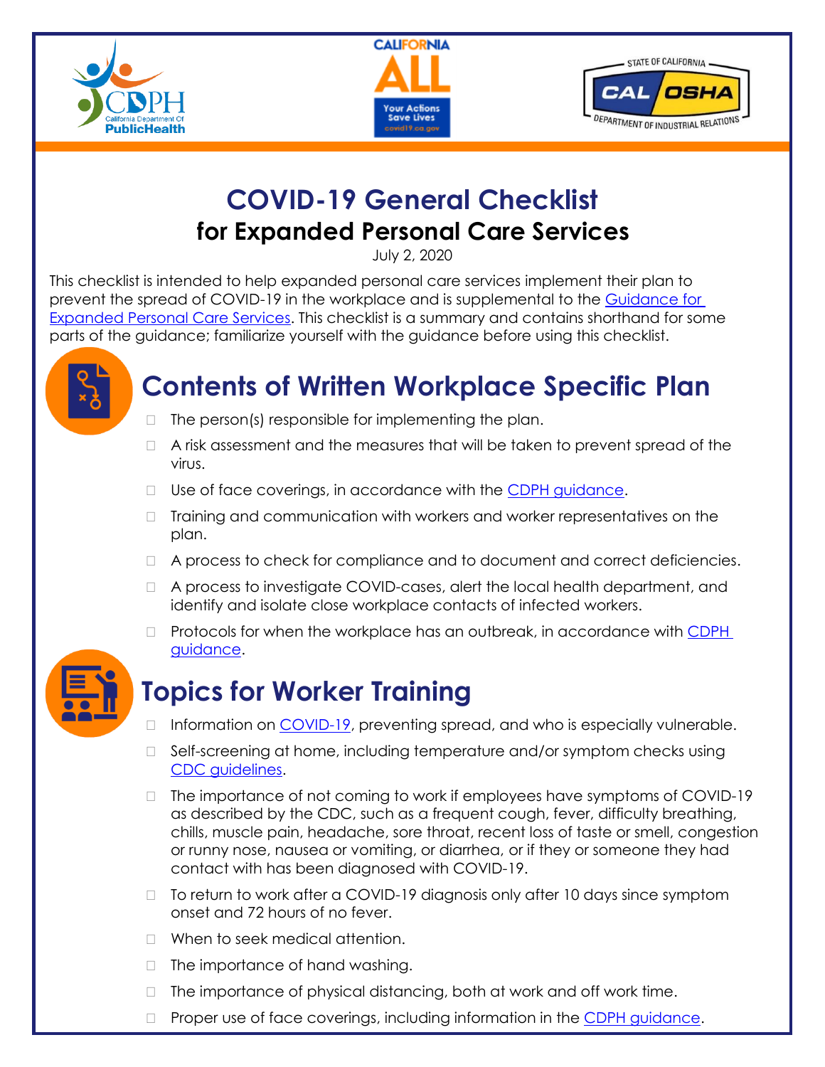# COVID-19 General Checklist

## for Expanded Personal Care Services

July 2, 2020

This checklist is intended to help expanded personal care services implement their plan to prevent the spread of COVID-19 in the workplace and is supplemental to the Guidance for Expanded Personal Care Services. This checklist is a summary and contains shorthand for some parts of the guidance; familiarize yourself with the guidance before using this checklist.

## Contents of Written Workplace Specific Plan

- ☐ The person(s) responsible for implementing the plan.
- ☐ A risk assessment and the measures that will be taken to prevent spread of the virus.
- ☐ Use of face coverings, in accordance with the CDPH guidance.
- ☐ Training and communication with workers and worker representatives on the plan.
- ☐ A process to check for compliance and to document and correct deficiencies.
- ☐ A process to investigate COVID-cases, alert the local health department, and identify and isolate close workplace contacts of infected workers.
- ☐ Protocols for when the workplace has an outbreak, in accordance with CDPH guidance.

## Topics for Worker Training

- ☐ Information on COVID-19, preventing spread, and who is especially vulnerable.
- ☐ Self-screening at home, including temperature and/or symptom checks using CDC guidelines.
- ☐ The importance of not coming to work if employees have symptoms of COVID-19 as described by the CDC, such as a frequent cough, fever, difficulty breathing, chills, muscle pain, headache, sore throat, recent loss of taste or smell, congestion or runny nose, nausea or vomiting, or diarrhea, or if they or someone they had contact with has been diagnosed with COVID-19.
- ☐ To return to work after a COVID-19 diagnosis only after 10 days since symptom onset and 72 hours of no fever.
- ☐ When to seek medical attention.
- ☐ The importance of hand washing.
- ☐ The importance of physical distancing, both at work and off work time.
- ☐ Proper use of face coverings, including information in the CDPH guidance.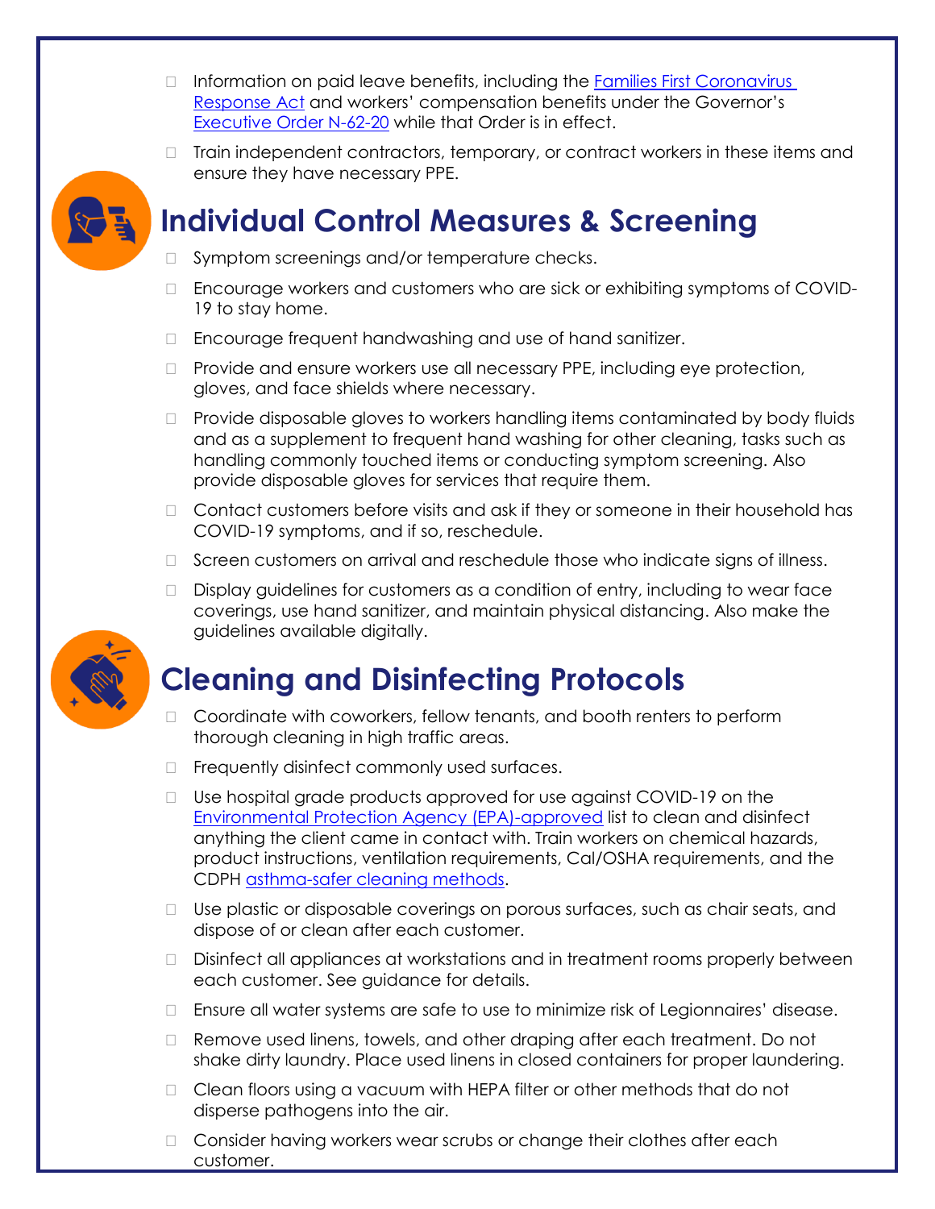- Information on paid leave benefits, including the [Families First Coronavirus Response Act] and workers' compensation benefits under the Governor's [Executive Order N-62-20] while that Order is in effect.
- Train independent contractors, temporary, or contract workers in these items and ensure they have necessary PPE.

## Individual Control Measures & Screening

- Symptom screenings and/or temperature checks.
- Encourage workers and customers who are sick or exhibiting symptoms of COVID-19 to stay home.
- Encourage frequent handwashing and use of hand sanitizer.
- Provide and ensure workers use all necessary PPE, including eye protection, gloves, and face shields where necessary.
- Provide disposable gloves to workers handling items contaminated by body fluids and as a supplement to frequent hand washing for other cleaning, tasks such as handling commonly touched items or conducting symptom screening. Also provide disposable gloves for services that require them.
- Contact customers before visits and ask if they or someone in their household has COVID-19 symptoms, and if so, reschedule.
- Screen customers on arrival and reschedule those who indicate signs of illness.
- Display guidelines for customers as a condition of entry, including to wear face coverings, use hand sanitizer, and maintain physical distancing. Also make the guidelines available digitally.

## Cleaning and Disinfecting Protocols

- Coordinate with coworkers, fellow tenants, and booth renters to perform thorough cleaning in high traffic areas.
- Frequently disinfect commonly used surfaces.
- Use hospital grade products approved for use against COVID-19 on the [Environmental Protection Agency (EPA)-approved] list to clean and disinfect anything the client came in contact with. Train workers on chemical hazards, product instructions, ventilation requirements, Cal/OSHA requirements, and the CDPH [asthma-safer cleaning methods].
- Use plastic or disposable coverings on porous surfaces, such as chair seats, and dispose of or clean after each customer.
- Disinfect all appliances at workstations and in treatment rooms properly between each customer. See guidance for details.
- Ensure all water systems are safe to use to minimize risk of Legionnaires' disease.
- Remove used linens, towels, and other draping after each treatment. Do not shake dirty laundry. Place used linens in closed containers for proper laundering.
- Clean floors using a vacuum with HEPA filter or other methods that do not disperse pathogens into the air.
- Consider having workers wear scrubs or change their clothes after each customer.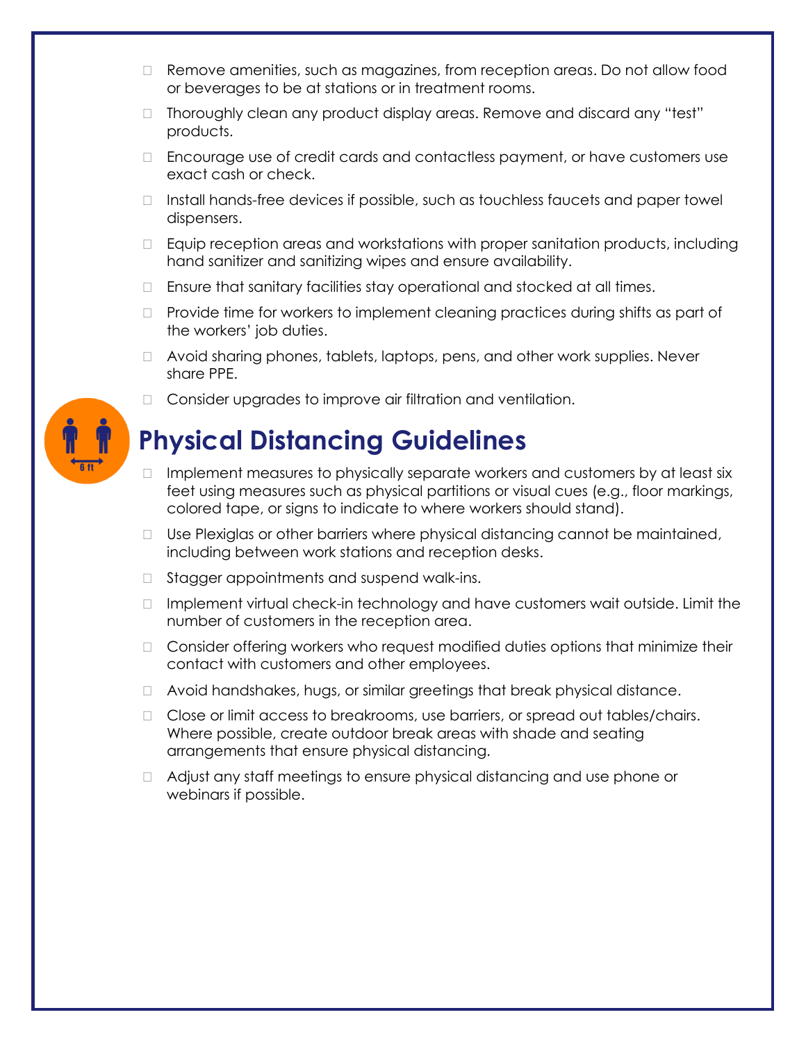- Remove amenities, such as magazines, from reception areas. Do not allow food or beverages to be at stations or in treatment rooms.
- Thoroughly clean any product display areas. Remove and discard any "test" products.
- Encourage use of credit cards and contactless payment, or have customers use exact cash or check.
- Install hands-free devices if possible, such as touchless faucets and paper towel dispensers.
- Equip reception areas and workstations with proper sanitation products, including hand sanitizer and sanitizing wipes and ensure availability.
- Ensure that sanitary facilities stay operational and stocked at all times.
- Provide time for workers to implement cleaning practices during shifts as part of the workers' job duties.
- Avoid sharing phones, tablets, laptops, pens, and other work supplies. Never share PPE.
- Consider upgrades to improve air filtration and ventilation.

## Physical Distancing Guidelines

- Implement measures to physically separate workers and customers by at least six feet using measures such as physical partitions or visual cues (e.g., floor markings, colored tape, or signs to indicate to where workers should stand).
- Use Plexiglas or other barriers where physical distancing cannot be maintained, including between work stations and reception desks.
- Stagger appointments and suspend walk-ins.
- Implement virtual check-in technology and have customers wait outside. Limit the number of customers in the reception area.
- Consider offering workers who request modified duties options that minimize their contact with customers and other employees.
- Avoid handshakes, hugs, or similar greetings that break physical distance.
- Close or limit access to breakrooms, use barriers, or spread out tables/chairs. Where possible, create outdoor break areas with shade and seating arrangements that ensure physical distancing.
- Adjust any staff meetings to ensure physical distancing and use phone or webinars if possible.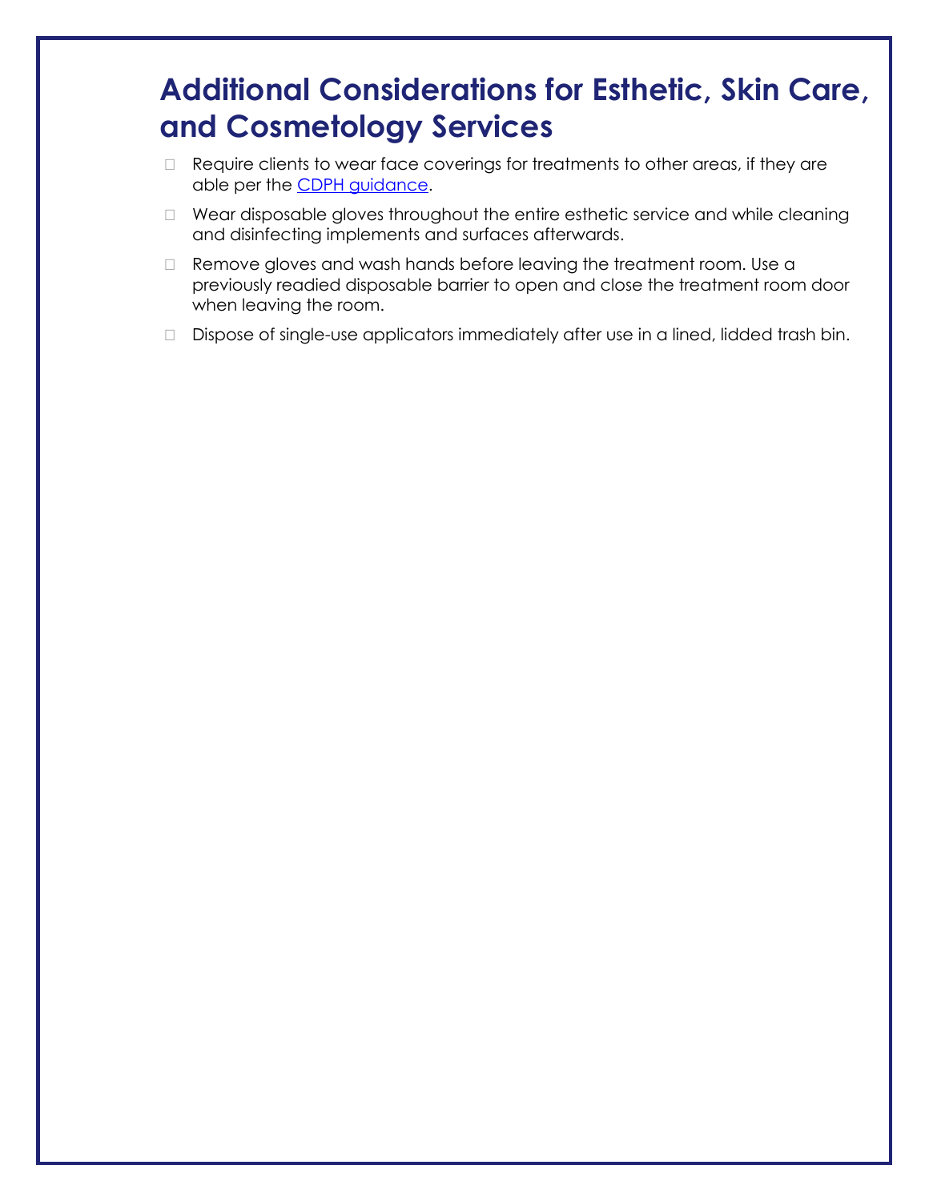## Additional Considerations for Esthetic, Skin Care, and Cosmetology Services

- Require clients to wear face coverings for treatments to other areas, if they are able per the [CDPH guidance](CDPH guidance).
- Wear disposable gloves throughout the entire esthetic service and while cleaning and disinfecting implements and surfaces afterwards.
- Remove gloves and wash hands before leaving the treatment room. Use a previously readied disposable barrier to open and close the treatment room door when leaving the room.
- Dispose of single-use applicators immediately after use in a lined, lidded trash bin.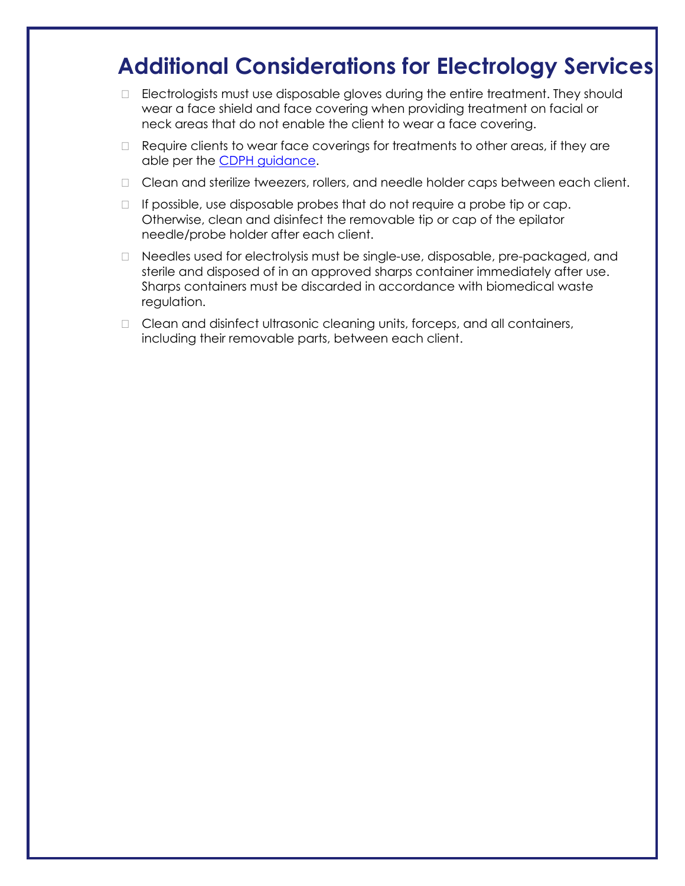## Additional Considerations for Electrology Services

- Electrologists must use disposable gloves during the entire treatment. They should wear a face shield and face covering when providing treatment on facial or neck areas that do not enable the client to wear a face covering.
- Require clients to wear face coverings for treatments to other areas, if they are able per the CDPH guidance.
- Clean and sterilize tweezers, rollers, and needle holder caps between each client.
- If possible, use disposable probes that do not require a probe tip or cap. Otherwise, clean and disinfect the removable tip or cap of the epilator needle/probe holder after each client.
- Needles used for electrolysis must be single-use, disposable, pre-packaged, and sterile and disposed of in an approved sharps container immediately after use. Sharps containers must be discarded in accordance with biomedical waste regulation.
- Clean and disinfect ultrasonic cleaning units, forceps, and all containers, including their removable parts, between each client.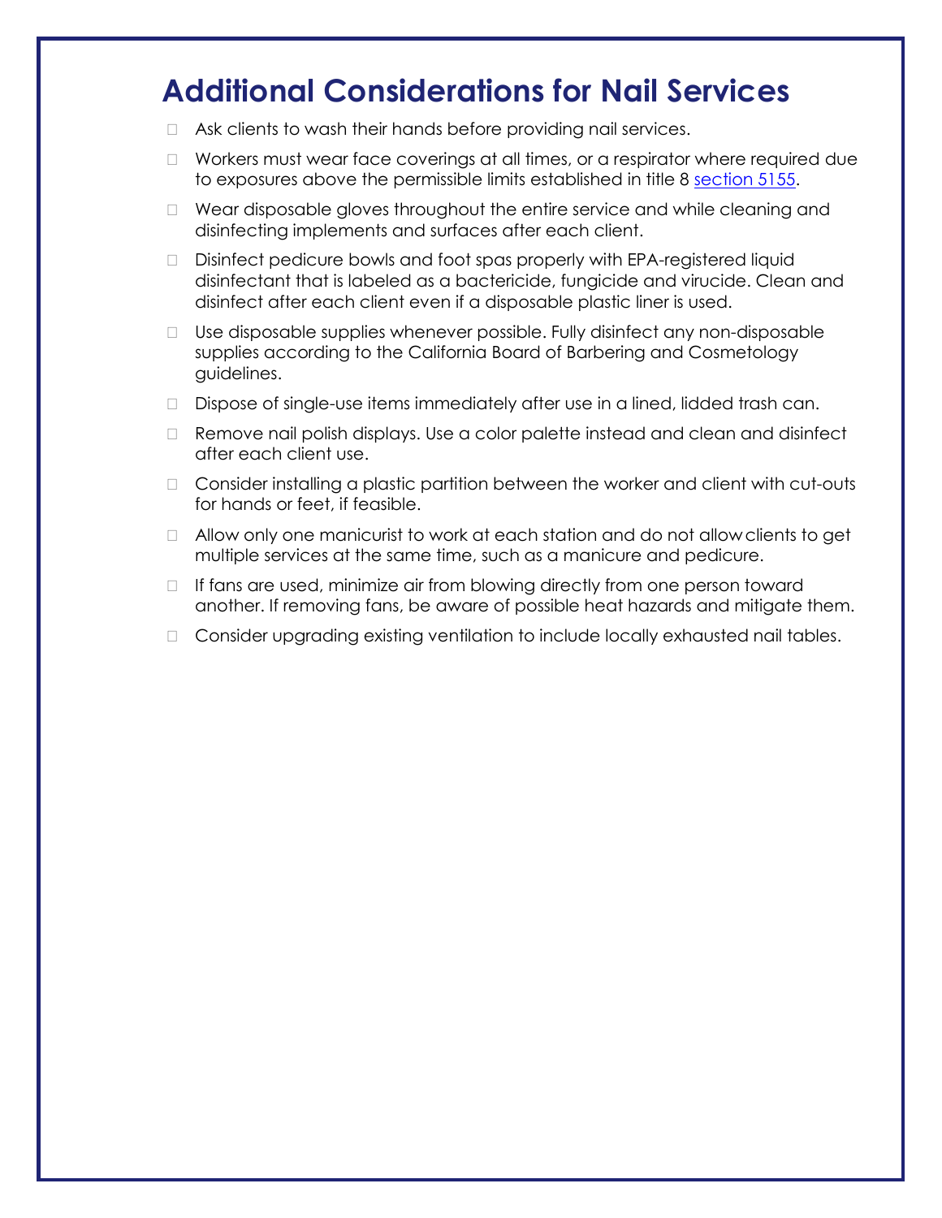# Additional Considerations for Nail Services

- Ask clients to wash their hands before providing nail services.
- Workers must wear face coverings at all times, or a respirator where required due to exposures above the permissible limits established in title 8 [section 5155](#).
- Wear disposable gloves throughout the entire service and while cleaning and disinfecting implements and surfaces after each client.
- Disinfect pedicure bowls and foot spas properly with EPA-registered liquid disinfectant that is labeled as a bactericide, fungicide and virucide. Clean and disinfect after each client even if a disposable plastic liner is used.
- Use disposable supplies whenever possible. Fully disinfect any non-disposable supplies according to the California Board of Barbering and Cosmetology guidelines.
- Dispose of single-use items immediately after use in a lined, lidded trash can.
- Remove nail polish displays. Use a color palette instead and clean and disinfect after each client use.
- Consider installing a plastic partition between the worker and client with cut-outs for hands or feet, if feasible.
- Allow only one manicurist to work at each station and do not allow clients to get multiple services at the same time, such as a manicure and pedicure.
- If fans are used, minimize air from blowing directly from one person toward another. If removing fans, be aware of possible heat hazards and mitigate them.
- Consider upgrading existing ventilation to include locally exhausted nail tables.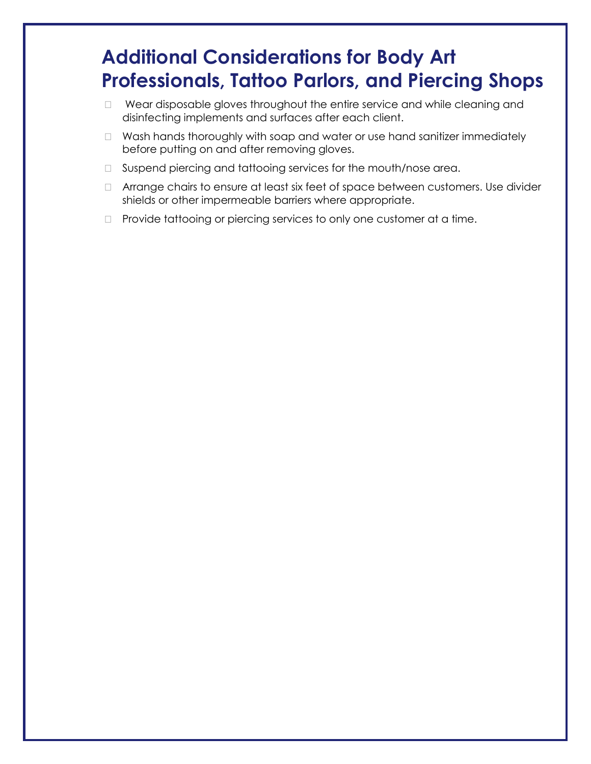## Additional Considerations for Body Art Professionals, Tattoo Parlors, and Piercing Shops

- Wear disposable gloves throughout the entire service and while cleaning and disinfecting implements and surfaces after each client.
- Wash hands thoroughly with soap and water or use hand sanitizer immediately before putting on and after removing gloves.
- Suspend piercing and tattooing services for the mouth/nose area.
- Arrange chairs to ensure at least six feet of space between customers. Use divider shields or other impermeable barriers where appropriate.
- Provide tattooing or piercing services to only one customer at a time.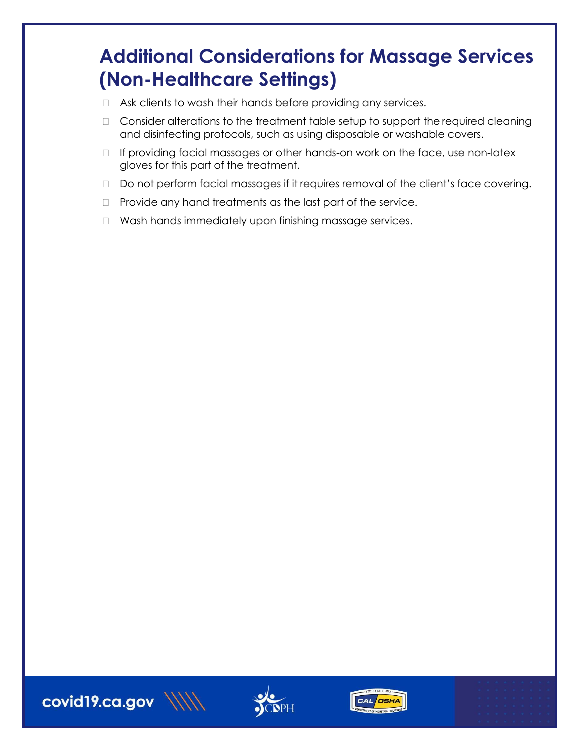# Additional Considerations for Massage Services (Non-Healthcare Settings)

- Ask clients to wash their hands before providing any services.
- Consider alterations to the treatment table setup to support the required cleaning and disinfecting protocols, such as using disposable or washable covers.
- If providing facial massages or other hands-on work on the face, use non-latex gloves for this part of the treatment.
- Do not perform facial massages if it requires removal of the client's face covering.
- Provide any hand treatments as the last part of the service.
- Wash hands immediately upon finishing massage services.